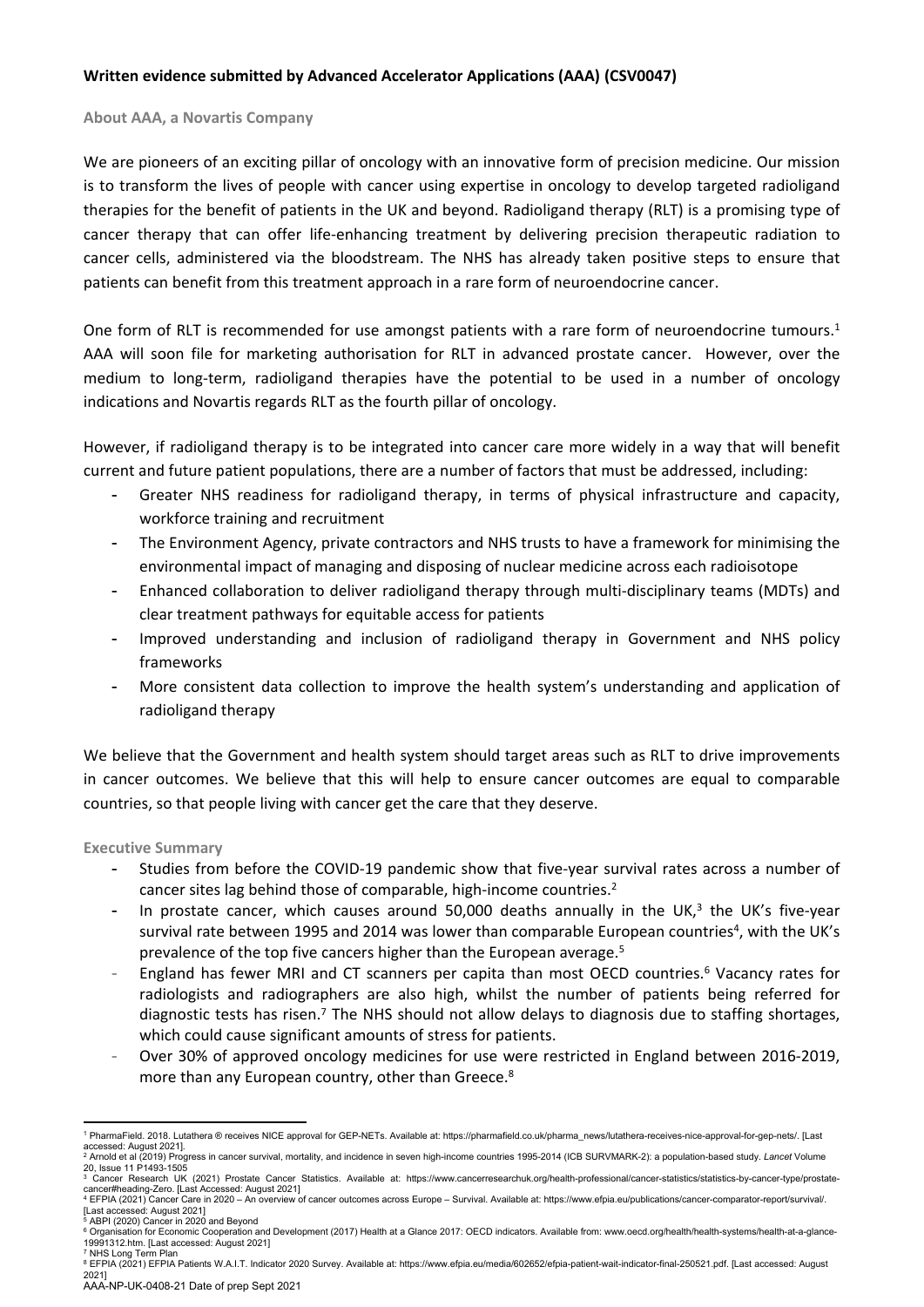**Written evidence submitted by Advanced Accelerator Applications (AAA) (CSV0047)**

## About AAA, a Novartis Company

We are pioneers of an exciting pillar of oncology with an innovative form of precision medicine. Our mission is to transform the lives of people with cancer using expertise in oncology to develop targeted radioligand therapies for the benefit of patients in the UK and beyond. Radioligand therapy (RLT) is a promising type of cancer therapy that can offer life-enhancing treatment by delivering precision therapeutic radiation to cancer cells, administered via the bloodstream. The NHS has already taken positive steps to ensure that patients can benefit from this treatment approach in a rare form of neuroendocrine cancer.

One form of RLT is recommended for use amongst patients with a rare form of neuroendocrine tumours.[1] AAA will soon file for marketing authorisation for RLT in advanced prostate cancer. However, over the medium to long-term, radioligand therapies have the potential to be used in a number of oncology indications and Novartis regards RLT as the fourth pillar of oncology.

However, if radioligand therapy is to be integrated into cancer care more widely in a way that will benefit current and future patient populations, there are a number of factors that must be addressed, including:

- Greater NHS readiness for radioligand therapy, in terms of physical infrastructure and capacity, workforce training and recruitment
- The Environment Agency, private contractors and NHS trusts to have a framework for minimising the environmental impact of managing and disposing of nuclear medicine across each radioisotope
- Enhanced collaboration to deliver radioligand therapy through multi-disciplinary teams (MDTs) and clear treatment pathways for equitable access for patients
- Improved understanding and inclusion of radioligand therapy in Government and NHS policy frameworks
- More consistent data collection to improve the health system's understanding and application of radioligand therapy

We believe that the Government and health system should target areas such as RLT to drive improvements in cancer outcomes. We believe that this will help to ensure cancer outcomes are equal to comparable countries, so that people living with cancer get the care that they deserve.

## Executive Summary

- Studies from before the COVID-19 pandemic show that five-year survival rates across a number of cancer sites lag behind those of comparable, high-income countries.[2]
- In prostate cancer, which causes around 50,000 deaths annually in the UK,[3] the UK's five-year survival rate between 1995 and 2014 was lower than comparable European countries[4], with the UK's prevalence of the top five cancers higher than the European average.[5]
- England has fewer MRI and CT scanners per capita than most OECD countries.[6] Vacancy rates for radiologists and radiographers are also high, whilst the number of patients being referred for diagnostic tests has risen.[7] The NHS should not allow delays to diagnosis due to staffing shortages, which could cause significant amounts of stress for patients.
- Over 30% of approved oncology medicines for use were restricted in England between 2016-2019, more than any European country, other than Greece.[8]

---

[1] PharmaField. 2018. Lutathera ® receives NICE approval for GEP-NETs. Available at: https://pharmafield.co.uk/pharma_news/lutathera-receives-nice-approval-for-gep-nets/. [Last accessed: August 2021].

[2] Arnold et al (2019) Progress in cancer survival, mortality, and incidence in seven high-income countries 1995-2014 (ICB SURVMARK-2): a population-based study. *Lancet* Volume 20, Issue 11 P1493-1505

[3] Cancer Research UK (2021) Prostate Cancer Statistics. Available at: https://www.cancerresearchuk.org/health-professional/cancer-statistics/statistics-by-cancer-type/prostate-cancer#heading-Zero. [Last Accessed: August 2021]

[4] EFPIA (2021) Cancer Care in 2020 – An overview of cancer outcomes across Europe – Survival. Available at: https://www.efpia.eu/publications/cancer-comparator-report/survival/. [Last accessed: August 2021]

[5] ABPI (2020) Cancer in 2020 and Beyond

[6] Organisation for Economic Cooperation and Development (2017) Health at a Glance 2017: OECD indicators. Available from: www.oecd.org/health/health-systems/health-at-a-glance-19991312.htm. [Last accessed: August 2021]

[7] NHS Long Term Plan

[8] EFPIA (2021) EFPIA Patients W.A.I.T. Indicator 2020 Survey. Available at: https://www.efpia.eu/media/602652/efpia-patient-wait-indicator-final-250521.pdf. [Last accessed: August 2021]

AAA-NP-UK-0408-21 Date of prep Sept 2021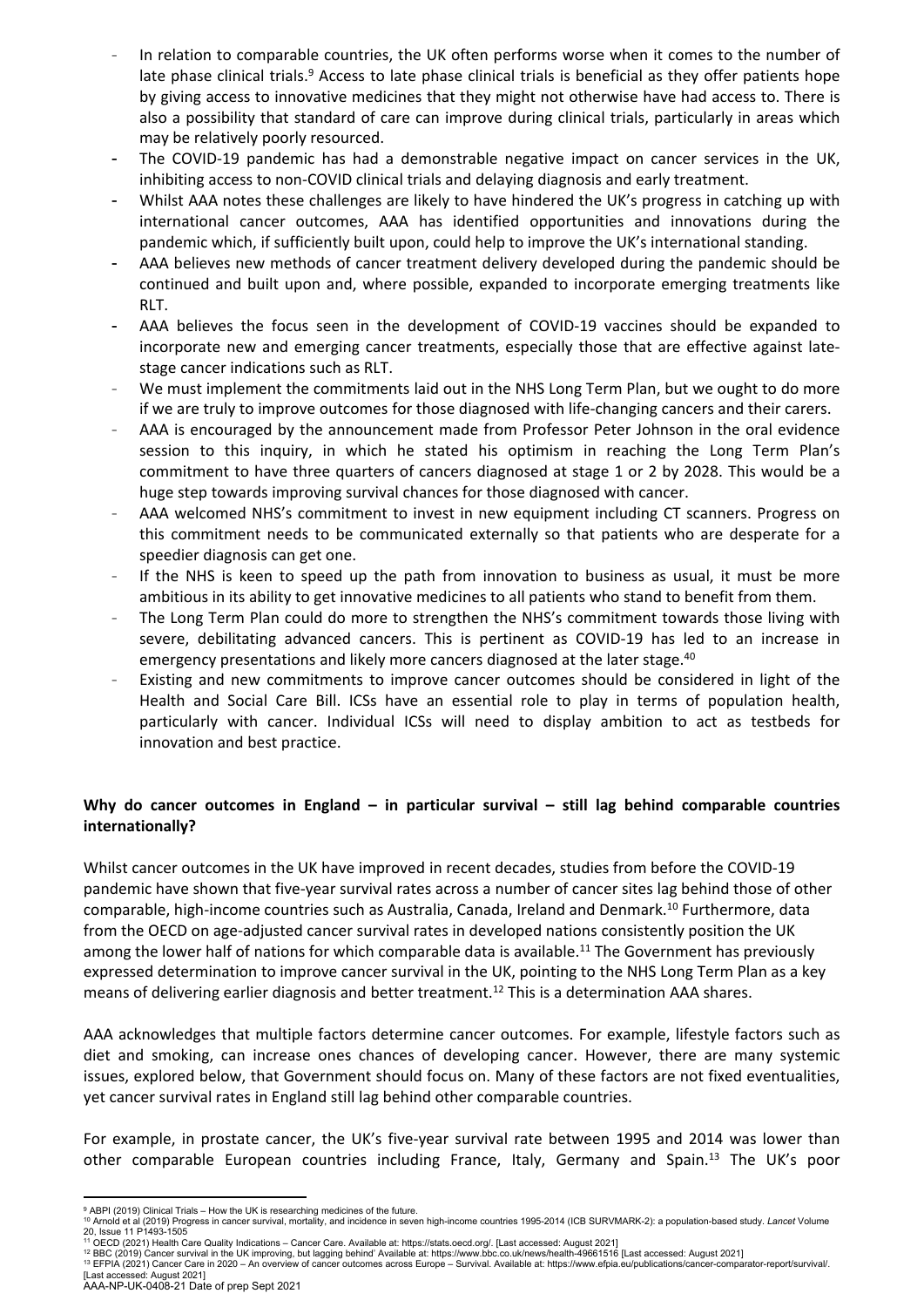- In relation to comparable countries, the UK often performs worse when it comes to the number of late phase clinical trials.[9] Access to late phase clinical trials is beneficial as they offer patients hope by giving access to innovative medicines that they might not otherwise have had access to. There is also a possibility that standard of care can improve during clinical trials, particularly in areas which may be relatively poorly resourced.
- The COVID-19 pandemic has had a demonstrable negative impact on cancer services in the UK, inhibiting access to non-COVID clinical trials and delaying diagnosis and early treatment.
- Whilst AAA notes these challenges are likely to have hindered the UK's progress in catching up with international cancer outcomes, AAA has identified opportunities and innovations during the pandemic which, if sufficiently built upon, could help to improve the UK's international standing.
- AAA believes new methods of cancer treatment delivery developed during the pandemic should be continued and built upon and, where possible, expanded to incorporate emerging treatments like RLT.
- AAA believes the focus seen in the development of COVID-19 vaccines should be expanded to incorporate new and emerging cancer treatments, especially those that are effective against late-stage cancer indications such as RLT.
- We must implement the commitments laid out in the NHS Long Term Plan, but we ought to do more if we are truly to improve outcomes for those diagnosed with life-changing cancers and their carers.
- AAA is encouraged by the announcement made from Professor Peter Johnson in the oral evidence session to this inquiry, in which he stated his optimism in reaching the Long Term Plan's commitment to have three quarters of cancers diagnosed at stage 1 or 2 by 2028. This would be a huge step towards improving survival chances for those diagnosed with cancer.
- AAA welcomed NHS's commitment to invest in new equipment including CT scanners. Progress on this commitment needs to be communicated externally so that patients who are desperate for a speedier diagnosis can get one.
- If the NHS is keen to speed up the path from innovation to business as usual, it must be more ambitious in its ability to get innovative medicines to all patients who stand to benefit from them.
- The Long Term Plan could do more to strengthen the NHS's commitment towards those living with severe, debilitating advanced cancers. This is pertinent as COVID-19 has led to an increase in emergency presentations and likely more cancers diagnosed at the later stage.[40]
- Existing and new commitments to improve cancer outcomes should be considered in light of the Health and Social Care Bill. ICSs have an essential role to play in terms of population health, particularly with cancer. Individual ICSs will need to display ambition to act as testbeds for innovation and best practice.

**Why do cancer outcomes in England – in particular survival – still lag behind comparable countries internationally?**

Whilst cancer outcomes in the UK have improved in recent decades, studies from before the COVID-19 pandemic have shown that five-year survival rates across a number of cancer sites lag behind those of other comparable, high-income countries such as Australia, Canada, Ireland and Denmark.[10] Furthermore, data from the OECD on age-adjusted cancer survival rates in developed nations consistently position the UK among the lower half of nations for which comparable data is available.[11] The Government has previously expressed determination to improve cancer survival in the UK, pointing to the NHS Long Term Plan as a key means of delivering earlier diagnosis and better treatment.[12] This is a determination AAA shares.

AAA acknowledges that multiple factors determine cancer outcomes. For example, lifestyle factors such as diet and smoking, can increase ones chances of developing cancer. However, there are many systemic issues, explored below, that Government should focus on. Many of these factors are not fixed eventualities, yet cancer survival rates in England still lag behind other comparable countries.

For example, in prostate cancer, the UK's five-year survival rate between 1995 and 2014 was lower than other comparable European countries including France, Italy, Germany and Spain.[13] The UK's poor

[9] ABPI (2019) Clinical Trials – How the UK is researching medicines of the future.
[10] Arnold et al (2019) Progress in cancer survival, mortality, and incidence in seven high-income countries 1995-2014 (ICB SURVMARK-2): a population-based study. *Lancet* Volume 20, Issue 11 P1493-1505
[11] OECD (2021) Health Care Quality Indications – Cancer Care. Available at: https://stats.oecd.org/. [Last accessed: August 2021]
[12] BBC (2019) Cancer survival in the UK improving, but lagging behind' Available at: https://www.bbc.co.uk/news/health-49661516 [Last accessed: August 2021]
[13] EFPIA (2021) Cancer Care in 2020 – An overview of cancer outcomes across Europe – Survival. Available at: https://www.efpia.eu/publications/cancer-comparator-report/survival/. [Last accessed: August 2021]

AAA-NP-UK-0408-21 Date of prep Sept 2021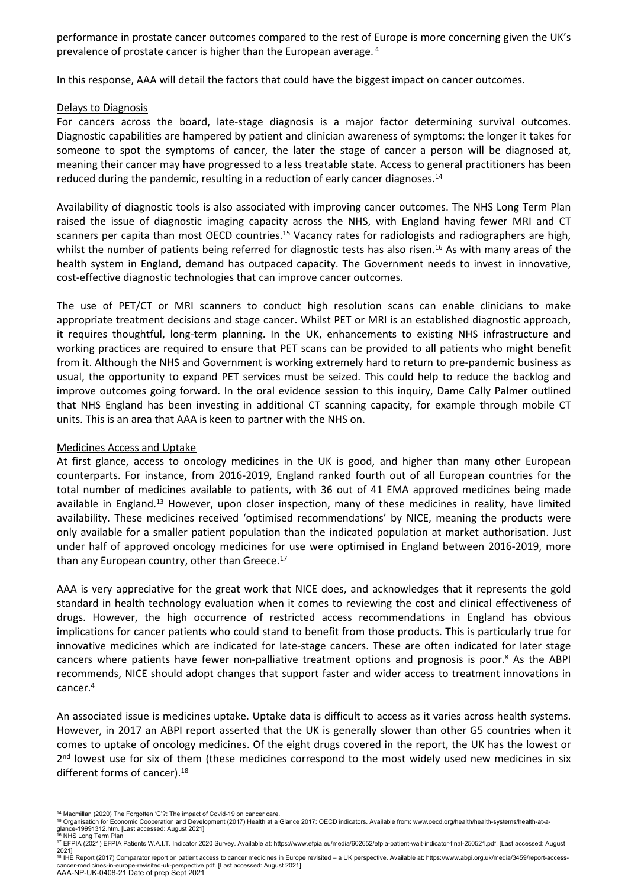performance in prostate cancer outcomes compared to the rest of Europe is more concerning given the UK's prevalence of prostate cancer is higher than the European average.[4]

In this response, AAA will detail the factors that could have the biggest impact on cancer outcomes.

Delays to Diagnosis

For cancers across the board, late-stage diagnosis is a major factor determining survival outcomes. Diagnostic capabilities are hampered by patient and clinician awareness of symptoms: the longer it takes for someone to spot the symptoms of cancer, the later the stage of cancer a person will be diagnosed at, meaning their cancer may have progressed to a less treatable state. Access to general practitioners has been reduced during the pandemic, resulting in a reduction of early cancer diagnoses.[14]

Availability of diagnostic tools is also associated with improving cancer outcomes. The NHS Long Term Plan raised the issue of diagnostic imaging capacity across the NHS, with England having fewer MRI and CT scanners per capita than most OECD countries.[15] Vacancy rates for radiologists and radiographers are high, whilst the number of patients being referred for diagnostic tests has also risen.[16] As with many areas of the health system in England, demand has outpaced capacity. The Government needs to invest in innovative, cost-effective diagnostic technologies that can improve cancer outcomes.

The use of PET/CT or MRI scanners to conduct high resolution scans can enable clinicians to make appropriate treatment decisions and stage cancer. Whilst PET or MRI is an established diagnostic approach, it requires thoughtful, long-term planning. In the UK, enhancements to existing NHS infrastructure and working practices are required to ensure that PET scans can be provided to all patients who might benefit from it. Although the NHS and Government is working extremely hard to return to pre-pandemic business as usual, the opportunity to expand PET services must be seized. This could help to reduce the backlog and improve outcomes going forward. In the oral evidence session to this inquiry, Dame Cally Palmer outlined that NHS England has been investing in additional CT scanning capacity, for example through mobile CT units. This is an area that AAA is keen to partner with the NHS on.

Medicines Access and Uptake

At first glance, access to oncology medicines in the UK is good, and higher than many other European counterparts. For instance, from 2016-2019, England ranked fourth out of all European countries for the total number of medicines available to patients, with 36 out of 41 EMA approved medicines being made available in England.[13] However, upon closer inspection, many of these medicines in reality, have limited availability. These medicines received 'optimised recommendations' by NICE, meaning the products were only available for a smaller patient population than the indicated population at market authorisation. Just under half of approved oncology medicines for use were optimised in England between 2016-2019, more than any European country, other than Greece.[17]

AAA is very appreciative for the great work that NICE does, and acknowledges that it represents the gold standard in health technology evaluation when it comes to reviewing the cost and clinical effectiveness of drugs. However, the high occurrence of restricted access recommendations in England has obvious implications for cancer patients who could stand to benefit from those products. This is particularly true for innovative medicines which are indicated for late-stage cancers. These are often indicated for later stage cancers where patients have fewer non-palliative treatment options and prognosis is poor.[8] As the ABPI recommends, NICE should adopt changes that support faster and wider access to treatment innovations in cancer.[4]

An associated issue is medicines uptake. Uptake data is difficult to access as it varies across health systems. However, in 2017 an ABPI report asserted that the UK is generally slower than other G5 countries when it comes to uptake of oncology medicines. Of the eight drugs covered in the report, the UK has the lowest or 2nd lowest use for six of them (these medicines correspond to the most widely used new medicines in six different forms of cancer).[18]

---

[14] Macmillan (2020) The Forgotten 'C'?: The impact of Covid-19 on cancer care.

[15] Organisation for Economic Cooperation and Development (2017) Health at a Glance 2017: OECD indicators. Available from: www.oecd.org/health/health-systems/health-at-a-glance-19991312.htm. [Last accessed: August 2021]

[16] NHS Long Term Plan

[17] EFPIA (2021) EFPIA Patients W.A.I.T. Indicator 2020 Survey. Available at: https://www.efpia.eu/media/602652/efpia-patient-wait-indicator-final-250521.pdf. [Last accessed: August 2021]

[18] IHE Report (2017) Comparator report on patient access to cancer medicines in Europe revisited – a UK perspective. Available at: https://www.abpi.org.uk/media/3459/report-access-cancer-medicines-in-europe-revisited-uk-perspective.pdf. [Last accessed: August 2021]

AAA-NP-UK-0408-21 Date of prep Sept 2021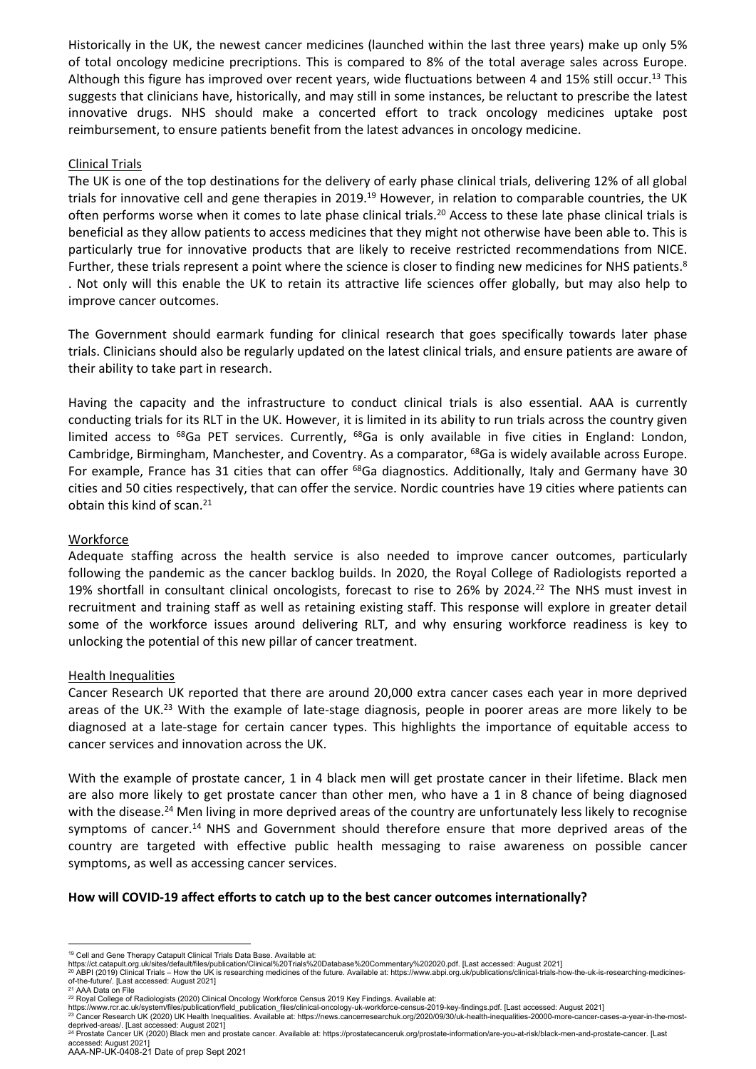Historically in the UK, the newest cancer medicines (launched within the last three years) make up only 5% of total oncology medicine precriptions. This is compared to 8% of the total average sales across Europe. Although this figure has improved over recent years, wide fluctuations between 4 and 15% still occur.[13] This suggests that clinicians have, historically, and may still in some instances, be reluctant to prescribe the latest innovative drugs. NHS should make a concerted effort to track oncology medicines uptake post reimbursement, to ensure patients benefit from the latest advances in oncology medicine.

### Clinical Trials

The UK is one of the top destinations for the delivery of early phase clinical trials, delivering 12% of all global trials for innovative cell and gene therapies in 2019.[19] However, in relation to comparable countries, the UK often performs worse when it comes to late phase clinical trials.[20] Access to these late phase clinical trials is beneficial as they allow patients to access medicines that they might not otherwise have been able to. This is particularly true for innovative products that are likely to receive restricted recommendations from NICE. Further, these trials represent a point where the science is closer to finding new medicines for NHS patients.[8] . Not only will this enable the UK to retain its attractive life sciences offer globally, but may also help to improve cancer outcomes.

The Government should earmark funding for clinical research that goes specifically towards later phase trials. Clinicians should also be regularly updated on the latest clinical trials, and ensure patients are aware of their ability to take part in research.

Having the capacity and the infrastructure to conduct clinical trials is also essential. AAA is currently conducting trials for its RLT in the UK. However, it is limited in its ability to run trials across the country given limited access to $^{68}$Ga PET services. Currently, $^{68}$Ga is only available in five cities in England: London, Cambridge, Birmingham, Manchester, and Coventry. As a comparator, $^{68}$Ga is widely available across Europe. For example, France has 31 cities that can offer $^{68}$Ga diagnostics. Additionally, Italy and Germany have 30 cities and 50 cities respectively, that can offer the service. Nordic countries have 19 cities where patients can obtain this kind of scan.[21]

### Workforce

Adequate staffing across the health service is also needed to improve cancer outcomes, particularly following the pandemic as the cancer backlog builds. In 2020, the Royal College of Radiologists reported a 19% shortfall in consultant clinical oncologists, forecast to rise to 26% by 2024.[22] The NHS must invest in recruitment and training staff as well as retaining existing staff. This response will explore in greater detail some of the workforce issues around delivering RLT, and why ensuring workforce readiness is key to unlocking the potential of this new pillar of cancer treatment.

### Health Inequalities

Cancer Research UK reported that there are around 20,000 extra cancer cases each year in more deprived areas of the UK.[23] With the example of late-stage diagnosis, people in poorer areas are more likely to be diagnosed at a late-stage for certain cancer types. This highlights the importance of equitable access to cancer services and innovation across the UK.

With the example of prostate cancer, 1 in 4 black men will get prostate cancer in their lifetime. Black men are also more likely to get prostate cancer than other men, who have a 1 in 8 chance of being diagnosed with the disease.[24] Men living in more deprived areas of the country are unfortunately less likely to recognise symptoms of cancer.[14] NHS and Government should therefore ensure that more deprived areas of the country are targeted with effective public health messaging to raise awareness on possible cancer symptoms, as well as accessing cancer services.

**How will COVID-19 affect efforts to catch up to the best cancer outcomes internationally?**

---

[19] Cell and Gene Therapy Catapult Clinical Trials Data Base. Available at: https://ct.catapult.org.uk/sites/default/files/publication/Clinical%20Trials%20Database%20Commentary%202020.pdf. [Last accessed: August 2021]

[20] ABPI (2019) Clinical Trials – How the UK is researching medicines of the future. Available at: https://www.abpi.org.uk/publications/clinical-trials-how-the-uk-is-researching-medicines-of-the-future/. [Last accessed: August 2021]

[21] AAA Data on File

[22] Royal College of Radiologists (2020) Clinical Oncology Workforce Census 2019 Key Findings. Available at: https://www.rcr.ac.uk/system/files/publication/field_publication_files/clinical-oncology-uk-workforce-census-2019-key-findings.pdf. [Last accessed: August 2021]

[23] Cancer Research UK (2020) UK Health Inequalities. Available at: https://news.cancerresearchuk.org/2020/09/30/uk-health-inequalities-20000-more-cancer-cases-a-year-in-the-most-deprived-areas/. [Last accessed: August 2021]

[24] Prostate Cancer UK (2020) Black men and prostate cancer. Available at: https://prostatecanceruk.org/prostate-information/are-you-at-risk/black-men-and-prostate-cancer. [Last accessed: August 2021]

AAA-NP-UK-0408-21 Date of prep Sept 2021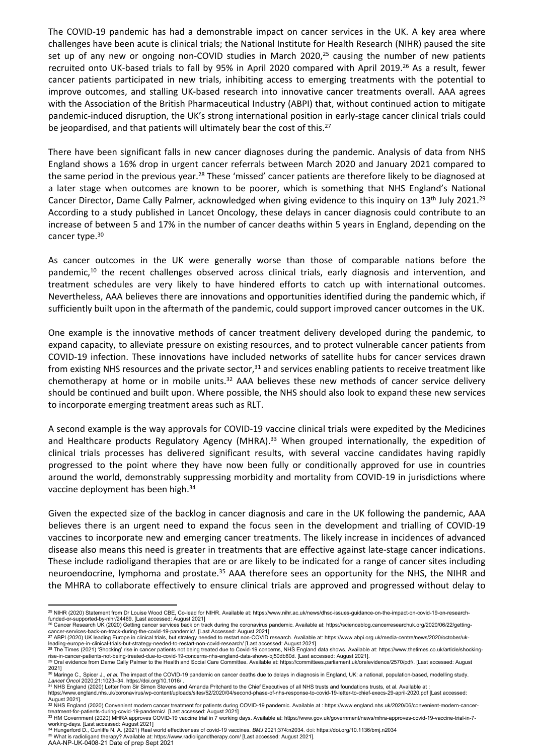The COVID-19 pandemic has had a demonstrable impact on cancer services in the UK. A key area where challenges have been acute is clinical trials; the National Institute for Health Research (NIHR) paused the site set up of any new or ongoing non-COVID studies in March 2020,[25] causing the number of new patients recruited onto UK-based trials to fall by 95% in April 2020 compared with April 2019.[26] As a result, fewer cancer patients participated in new trials, inhibiting access to emerging treatments with the potential to improve outcomes, and stalling UK-based research into innovative cancer treatments overall. AAA agrees with the Association of the British Pharmaceutical Industry (ABPI) that, without continued action to mitigate pandemic-induced disruption, the UK's strong international position in early-stage cancer clinical trials could be jeopardised, and that patients will ultimately bear the cost of this.[27]

There have been significant falls in new cancer diagnoses during the pandemic. Analysis of data from NHS England shows a 16% drop in urgent cancer referrals between March 2020 and January 2021 compared to the same period in the previous year.[28] These 'missed' cancer patients are therefore likely to be diagnosed at a later stage when outcomes are known to be poorer, which is something that NHS England's National Cancer Director, Dame Cally Palmer, acknowledged when giving evidence to this inquiry on 13th July 2021.[29] According to a study published in Lancet Oncology, these delays in cancer diagnosis could contribute to an increase of between 5 and 17% in the number of cancer deaths within 5 years in England, depending on the cancer type.[30]

As cancer outcomes in the UK were generally worse than those of comparable nations before the pandemic,[10] the recent challenges observed across clinical trials, early diagnosis and intervention, and treatment schedules are very likely to have hindered efforts to catch up with international outcomes. Nevertheless, AAA believes there are innovations and opportunities identified during the pandemic which, if sufficiently built upon in the aftermath of the pandemic, could support improved cancer outcomes in the UK.

One example is the innovative methods of cancer treatment delivery developed during the pandemic, to expand capacity, to alleviate pressure on existing resources, and to protect vulnerable cancer patients from COVID-19 infection. These innovations have included networks of satellite hubs for cancer services drawn from existing NHS resources and the private sector,[31] and services enabling patients to receive treatment like chemotherapy at home or in mobile units.[32] AAA believes these new methods of cancer service delivery should be continued and built upon. Where possible, the NHS should also look to expand these new services to incorporate emerging treatment areas such as RLT.

A second example is the way approvals for COVID-19 vaccine clinical trials were expedited by the Medicines and Healthcare products Regulatory Agency (MHRA).[33] When grouped internationally, the expedition of clinical trials processes has delivered significant results, with several vaccine candidates having rapidly progressed to the point where they have now been fully or conditionally approved for use in countries around the world, demonstrably suppressing morbidity and mortality from COVID-19 in jurisdictions where vaccine deployment has been high.[34]

Given the expected size of the backlog in cancer diagnosis and care in the UK following the pandemic, AAA believes there is an urgent need to expand the focus seen in the development and trialling of COVID-19 vaccines to incorporate new and emerging cancer treatments. The likely increase in incidences of advanced disease also means this need is greater in treatments that are effective against late-stage cancer indications. These include radioligand therapies that are or are likely to be indicated for a range of cancer sites including neuroendocrine, lymphoma and prostate.[35] AAA therefore sees an opportunity for the NHS, the NIHR and the MHRA to collaborate effectively to ensure clinical trials are approved and progressed without delay to

---

[25] NIHR (2020) Statement from Dr Louise Wood CBE, Co-lead for NIHR. Available at: https://www.nihr.ac.uk/news/dhsc-issues-guidance-on-the-impact-on-covid-19-on-research-funded-or-supported-by-nihr/24469. [Last accessed: August 2021]

[26] Cancer Research UK (2020) Getting cancer services back on track during the coronavirus pandemic. Available at: https://scienceblog.cancerresearchuk.org/2020/06/22/getting-cancer-services-back-on-track-during-the-covid-19-pandemic/. [Last Accessed: August 2021]

[27] ABPI (2020) UK leading Europe in clinical trials, but strategy needed to restart non-COVID research. Available at: https://www.abpi.org.uk/media-centre/news/2020/october/uk-leading-europe-in-clinical-trials-but-strategy-needed-to-restart-non-covid-research/ [Last accessed: August 2021]

[28] The Times (2021) 'Shocking' rise in cancer patients not being treated due to Covid-19 concerns, NHS England data shows. Available at: https://www.thetimes.co.uk/article/shocking-rise-in-cancer-patients-not-being-treated-due-to-covid-19-concerns-nhs-england-data-shows-bj50db80d. [Last accessed: August 2021].

[29] Oral evidence from Dame Cally Palmer to the Health and Social Care Committee. Available at: https://committees.parliament.uk/oralevidence/2570/pdf/. [Last accessed: August 2021]

[30] Maringe C., Spicer J., *et al.* The impact of the COVID-19 pandemic on cancer deaths due to delays in diagnosis in England, UK: a national, population-based, modelling study. *Lancet Oncol* 2020;21:1023–34. https://doi.org/10.1016/ .

[31] NHS England (2020) Letter from Sir Simon Stevens and Amanda Pritchard to the Chief Executives of all NHS trusts and foundations trusts, et al. Available at : https://www.england.nhs.uk/coronavirus/wp-content/uploads/sites/52/2020/04/second-phase-of-nhs-response-to-covid-19-letter-to-chief-execs-29-april-2020.pdf [Last accessed: August 2021].

[32] NHS England (2020) Convenient modern cancer treatment for patients during COVID-19 pandemic. Available at : https://www.england.nhs.uk/2020/06/convenient-modern-cancer-treatment-for-patients-during-covid-19-pandemic/. [Last accessed: August 2021]

[33] HM Government (2020) MHRA approves COVID-19 vaccine trial in 7 working days. Available at: https://www.gov.uk/government/news/mhra-approves-covid-19-vaccine-trial-in-7-working-days. [Last accessed: August 2021]

[34] Hungerford D., Cunliffe N. A. (2021) Real world effectiveness of covid-19 vaccines. *BMJ* 2021;374:n2034. doi: https://doi.org/10.1136/bmj.n2034

[35] What is radioligand therapy? Available at: https://www.radioligandtherapy.com/ [Last accessed: August 2021].

AAA-NP-UK-0408-21 Date of prep Sept 2021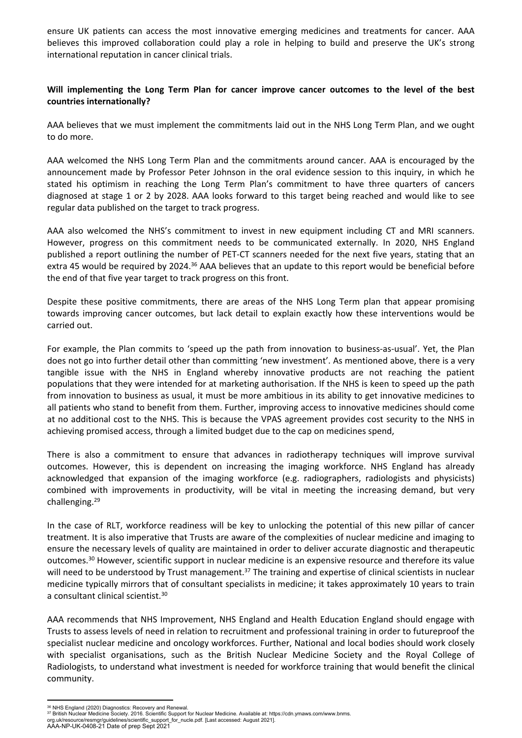ensure UK patients can access the most innovative emerging medicines and treatments for cancer. AAA believes this improved collaboration could play a role in helping to build and preserve the UK's strong international reputation in cancer clinical trials.

**Will implementing the Long Term Plan for cancer improve cancer outcomes to the level of the best countries internationally?**

AAA believes that we must implement the commitments laid out in the NHS Long Term Plan, and we ought to do more.

AAA welcomed the NHS Long Term Plan and the commitments around cancer. AAA is encouraged by the announcement made by Professor Peter Johnson in the oral evidence session to this inquiry, in which he stated his optimism in reaching the Long Term Plan's commitment to have three quarters of cancers diagnosed at stage 1 or 2 by 2028. AAA looks forward to this target being reached and would like to see regular data published on the target to track progress.

AAA also welcomed the NHS's commitment to invest in new equipment including CT and MRI scanners. However, progress on this commitment needs to be communicated externally. In 2020, NHS England published a report outlining the number of PET-CT scanners needed for the next five years, stating that an extra 45 would be required by 2024.[36] AAA believes that an update to this report would be beneficial before the end of that five year target to track progress on this front.

Despite these positive commitments, there are areas of the NHS Long Term plan that appear promising towards improving cancer outcomes, but lack detail to explain exactly how these interventions would be carried out.

For example, the Plan commits to 'speed up the path from innovation to business-as-usual'. Yet, the Plan does not go into further detail other than committing 'new investment'. As mentioned above, there is a very tangible issue with the NHS in England whereby innovative products are not reaching the patient populations that they were intended for at marketing authorisation. If the NHS is keen to speed up the path from innovation to business as usual, it must be more ambitious in its ability to get innovative medicines to all patients who stand to benefit from them. Further, improving access to innovative medicines should come at no additional cost to the NHS. This is because the VPAS agreement provides cost security to the NHS in achieving promised access, through a limited budget due to the cap on medicines spend,

There is also a commitment to ensure that advances in radiotherapy techniques will improve survival outcomes. However, this is dependent on increasing the imaging workforce. NHS England has already acknowledged that expansion of the imaging workforce (e.g. radiographers, radiologists and physicists) combined with improvements in productivity, will be vital in meeting the increasing demand, but very challenging.[29]

In the case of RLT, workforce readiness will be key to unlocking the potential of this new pillar of cancer treatment. It is also imperative that Trusts are aware of the complexities of nuclear medicine and imaging to ensure the necessary levels of quality are maintained in order to deliver accurate diagnostic and therapeutic outcomes.[30] However, scientific support in nuclear medicine is an expensive resource and therefore its value will need to be understood by Trust management.[37] The training and expertise of clinical scientists in nuclear medicine typically mirrors that of consultant specialists in medicine; it takes approximately 10 years to train a consultant clinical scientist.[30]

AAA recommends that NHS Improvement, NHS England and Health Education England should engage with Trusts to assess levels of need in relation to recruitment and professional training in order to futureproof the specialist nuclear medicine and oncology workforces. Further, National and local bodies should work closely with specialist organisations, such as the British Nuclear Medicine Society and the Royal College of Radiologists, to understand what investment is needed for workforce training that would benefit the clinical community.

---

[36] NHS England (2020) Diagnostics: Recovery and Renewal.

[37] British Nuclear Medicine Society. 2016. Scientific Support for Nuclear Medicine. Available at: https://cdn.ymaws.com/www.bnms.org.uk/resource/resmgr/guidelines/scientific_support_for_nucle.pdf. [Last accessed: August 2021].

AAA-NP-UK-0408-21 Date of prep Sept 2021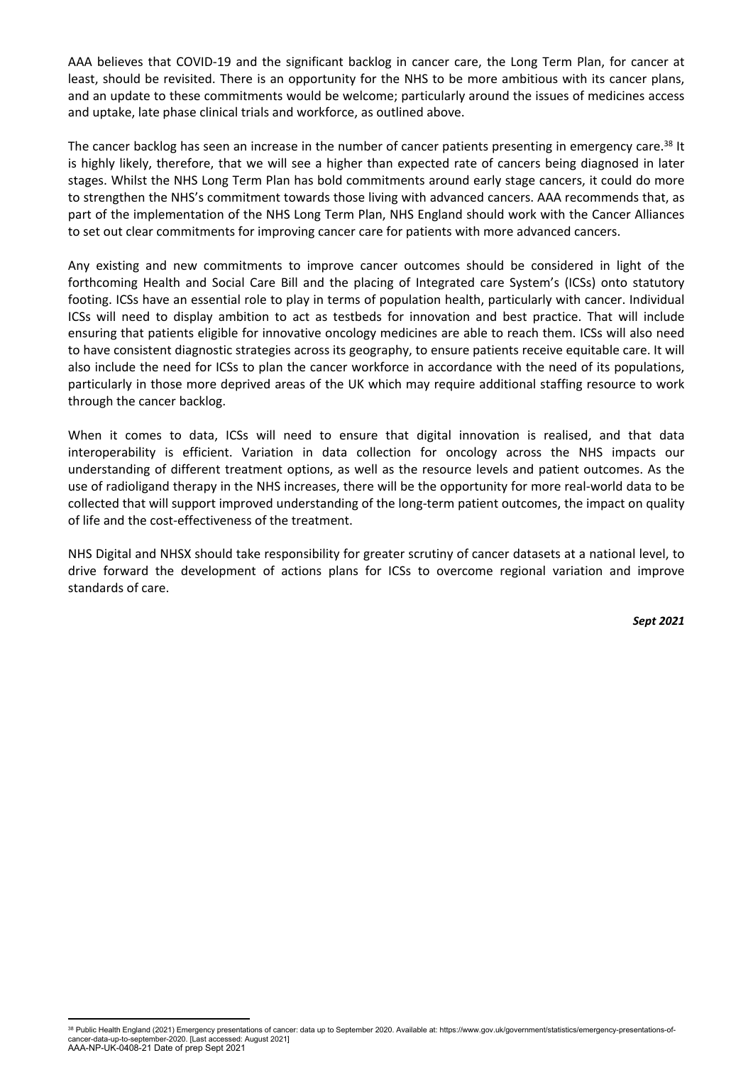AAA believes that COVID-19 and the significant backlog in cancer care, the Long Term Plan, for cancer at least, should be revisited. There is an opportunity for the NHS to be more ambitious with its cancer plans, and an update to these commitments would be welcome; particularly around the issues of medicines access and uptake, late phase clinical trials and workforce, as outlined above.

The cancer backlog has seen an increase in the number of cancer patients presenting in emergency care.[38] It is highly likely, therefore, that we will see a higher than expected rate of cancers being diagnosed in later stages. Whilst the NHS Long Term Plan has bold commitments around early stage cancers, it could do more to strengthen the NHS's commitment towards those living with advanced cancers. AAA recommends that, as part of the implementation of the NHS Long Term Plan, NHS England should work with the Cancer Alliances to set out clear commitments for improving cancer care for patients with more advanced cancers.

Any existing and new commitments to improve cancer outcomes should be considered in light of the forthcoming Health and Social Care Bill and the placing of Integrated care System's (ICSs) onto statutory footing. ICSs have an essential role to play in terms of population health, particularly with cancer. Individual ICSs will need to display ambition to act as testbeds for innovation and best practice. That will include ensuring that patients eligible for innovative oncology medicines are able to reach them. ICSs will also need to have consistent diagnostic strategies across its geography, to ensure patients receive equitable care. It will also include the need for ICSs to plan the cancer workforce in accordance with the need of its populations, particularly in those more deprived areas of the UK which may require additional staffing resource to work through the cancer backlog.

When it comes to data, ICSs will need to ensure that digital innovation is realised, and that data interoperability is efficient. Variation in data collection for oncology across the NHS impacts our understanding of different treatment options, as well as the resource levels and patient outcomes. As the use of radioligand therapy in the NHS increases, there will be the opportunity for more real-world data to be collected that will support improved understanding of the long-term patient outcomes, the impact on quality of life and the cost-effectiveness of the treatment.

NHS Digital and NHSX should take responsibility for greater scrutiny of cancer datasets at a national level, to drive forward the development of actions plans for ICSs to overcome regional variation and improve standards of care.

***Sept 2021***

[38] Public Health England (2021) Emergency presentations of cancer: data up to September 2020. Available at: https://www.gov.uk/government/statistics/emergency-presentations-of-cancer-data-up-to-september-2020. [Last accessed: August 2021]

AAA-NP-UK-0408-21 Date of prep Sept 2021